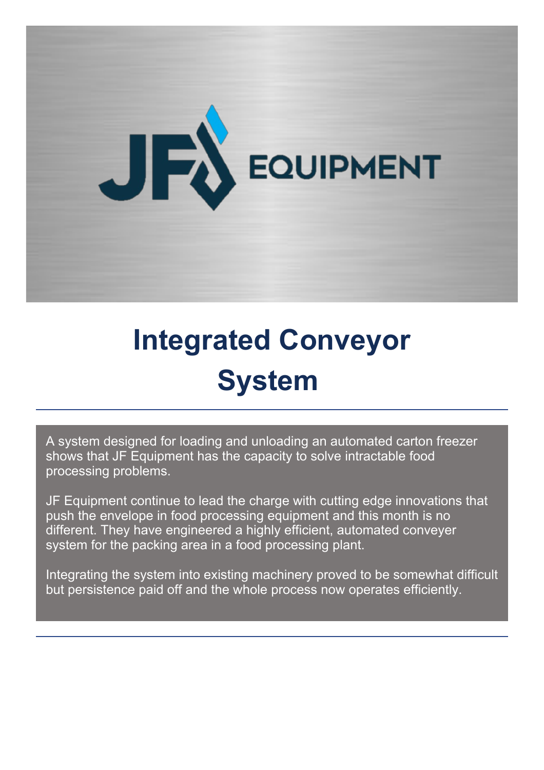# Integrated Conveyor System

A system designed for loading and unloading an automated carton freezer shows that JF Equipment has the capacity to solve intractable food processing problems.

JF Equipment continue to lead the charge with cutting edge innovations that push the envelope in food processing equipment and this month is no different. They have engineered a highly efficient, automated conveyer system for the packing area in a food processing plant.

Integrating the system into existing machinery proved to be somewhat difficult but persistence paid off and the whole process now operates efficiently.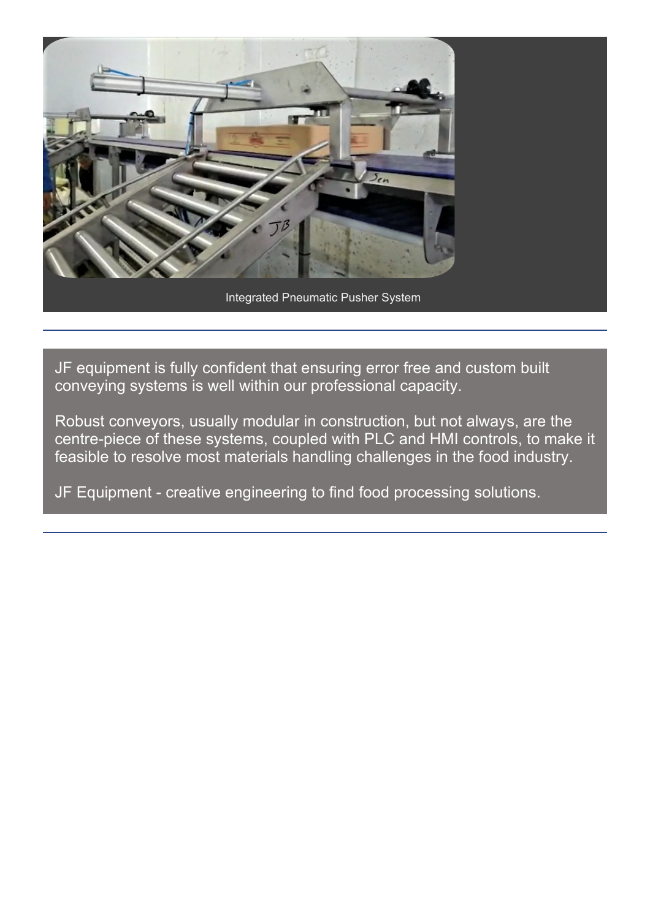Integrated Pneumatic Pusher System

---

JF equipment is fully confident that ensuring error free and custom built conveying systems is well within our professional capacity.

Robust conveyors, usually modular in construction, but not always, are the centre-piece of these systems, coupled with PLC and HMI controls, to make it feasible to resolve most materials handling challenges in the food industry.

JF Equipment - creative engineering to find food processing solutions.

---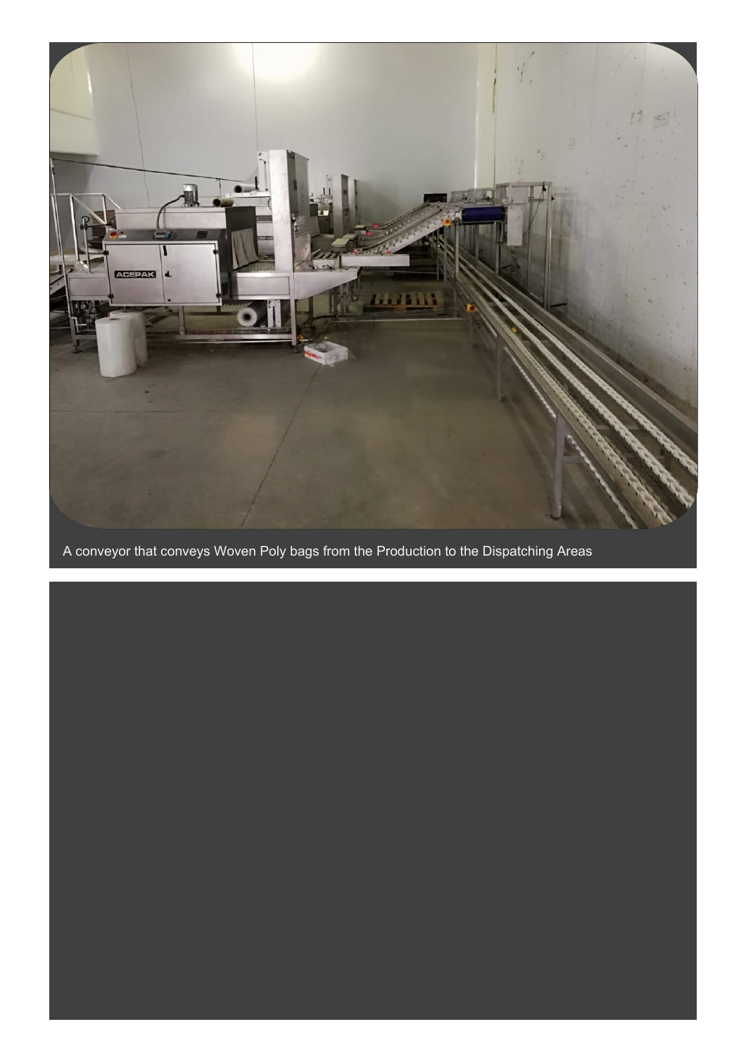A conveyor that conveys Woven Poly bags from the Production to the Dispatching Areas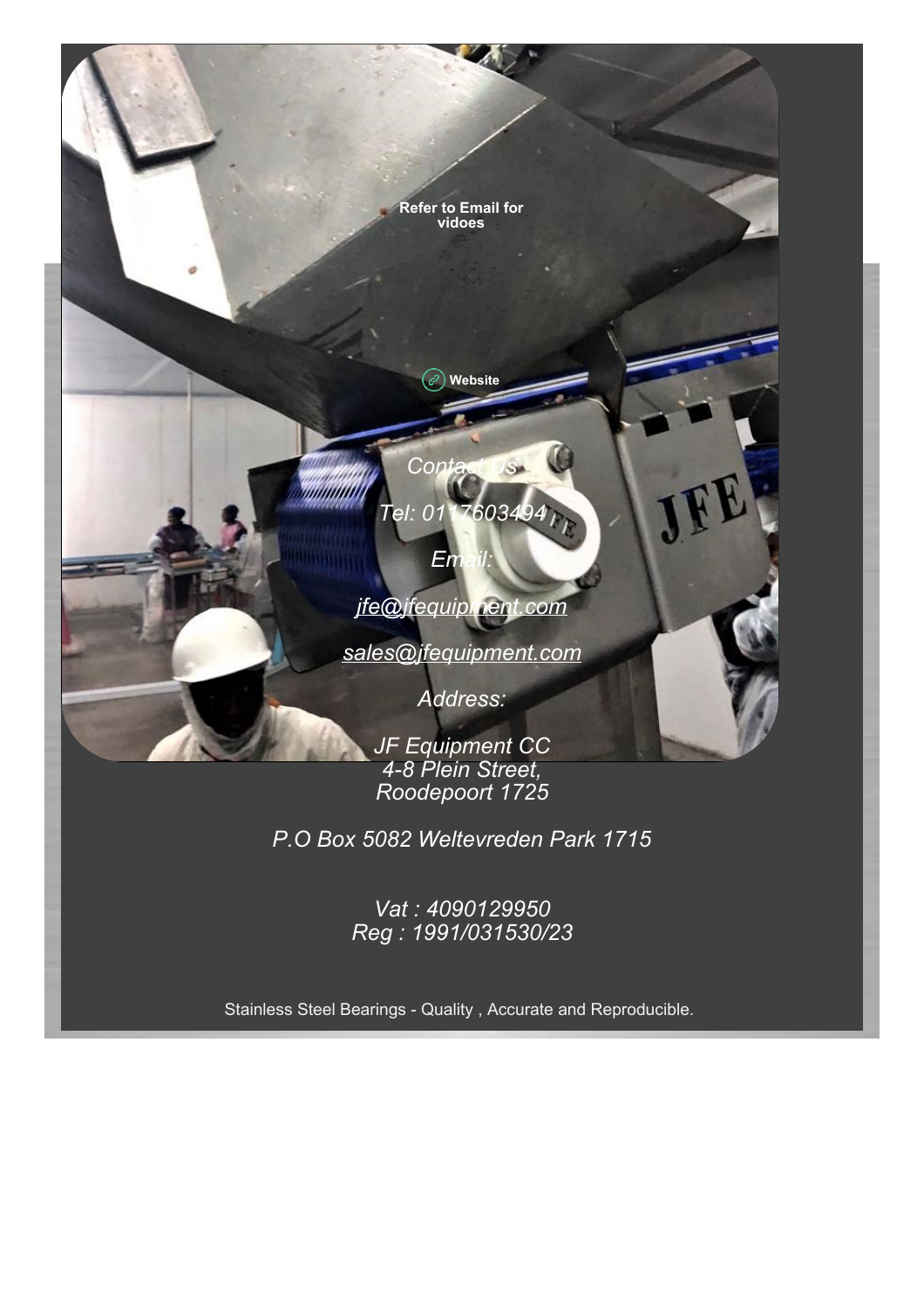**Refer to Email for vidoes**

**Website**

*Contact Us*

*Tel: 0117603494*

*Email:*

*jfe@jfequipment.com*

*sales@jfequipment.com*

*Address:*

*JF Equipment CC*
*4-8 Plein Street,*
*Roodepoort 1725*

*P.O Box 5082 Weltevreden Park 1715*

*Vat : 4090129950*
*Reg : 1991/031530/23*

Stainless Steel Bearings - Quality , Accurate and Reproducible.